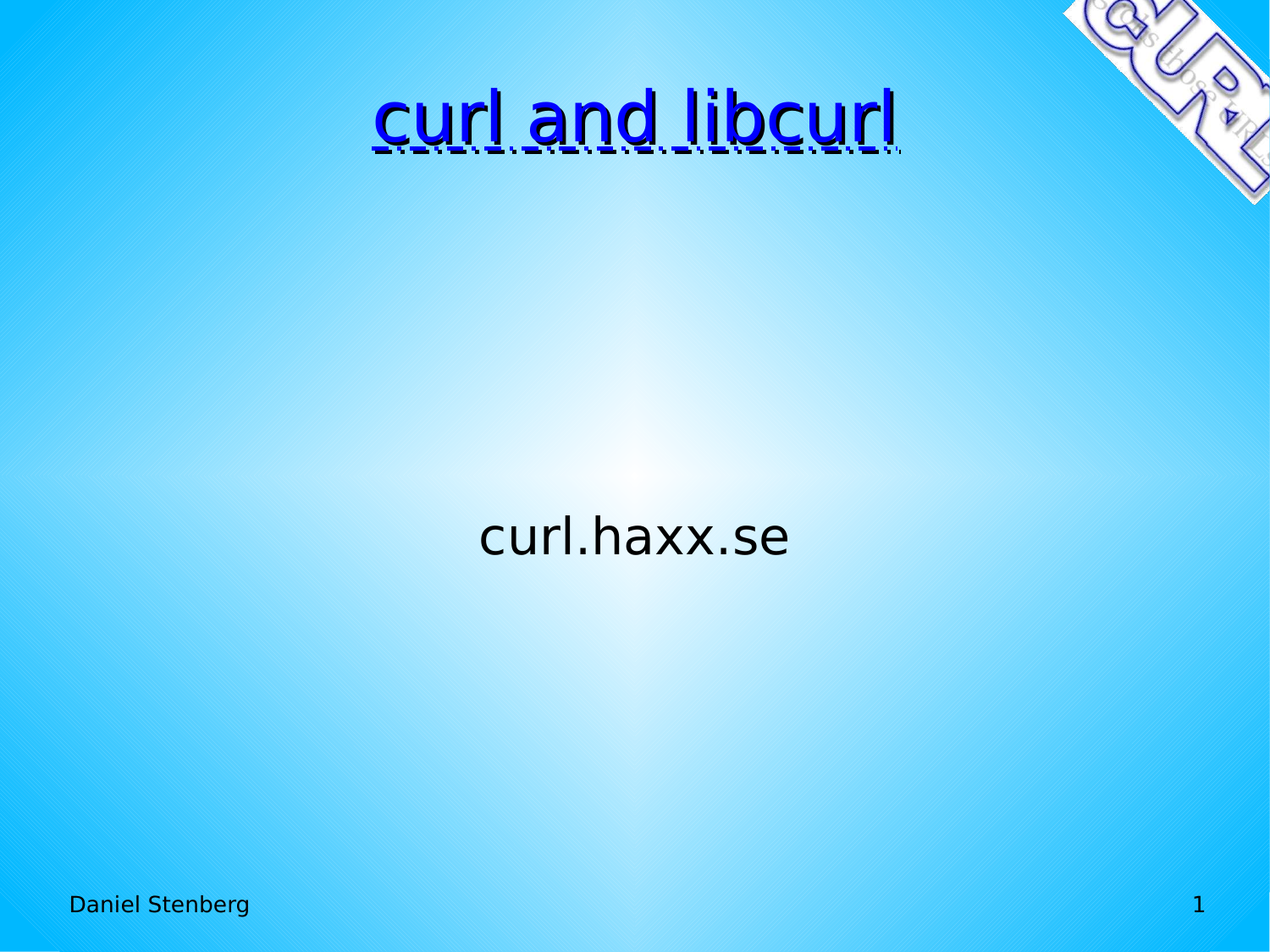# curl and libcurl

curl.haxx.se

Daniel Stenberg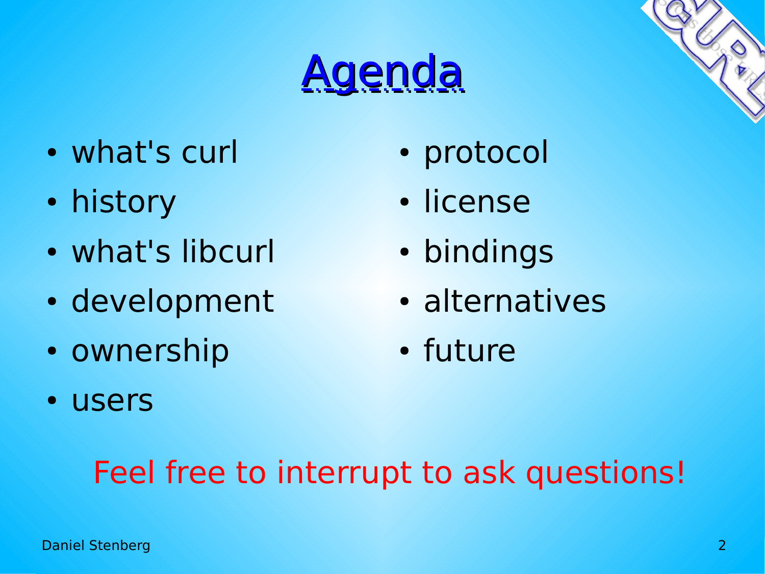# Agenda

- what's curl
- history
- what's libcurl
- development
- ownership
- users
- protocol
- license
- bindings
- alternatives
- future

Feel free to interrupt to ask questions!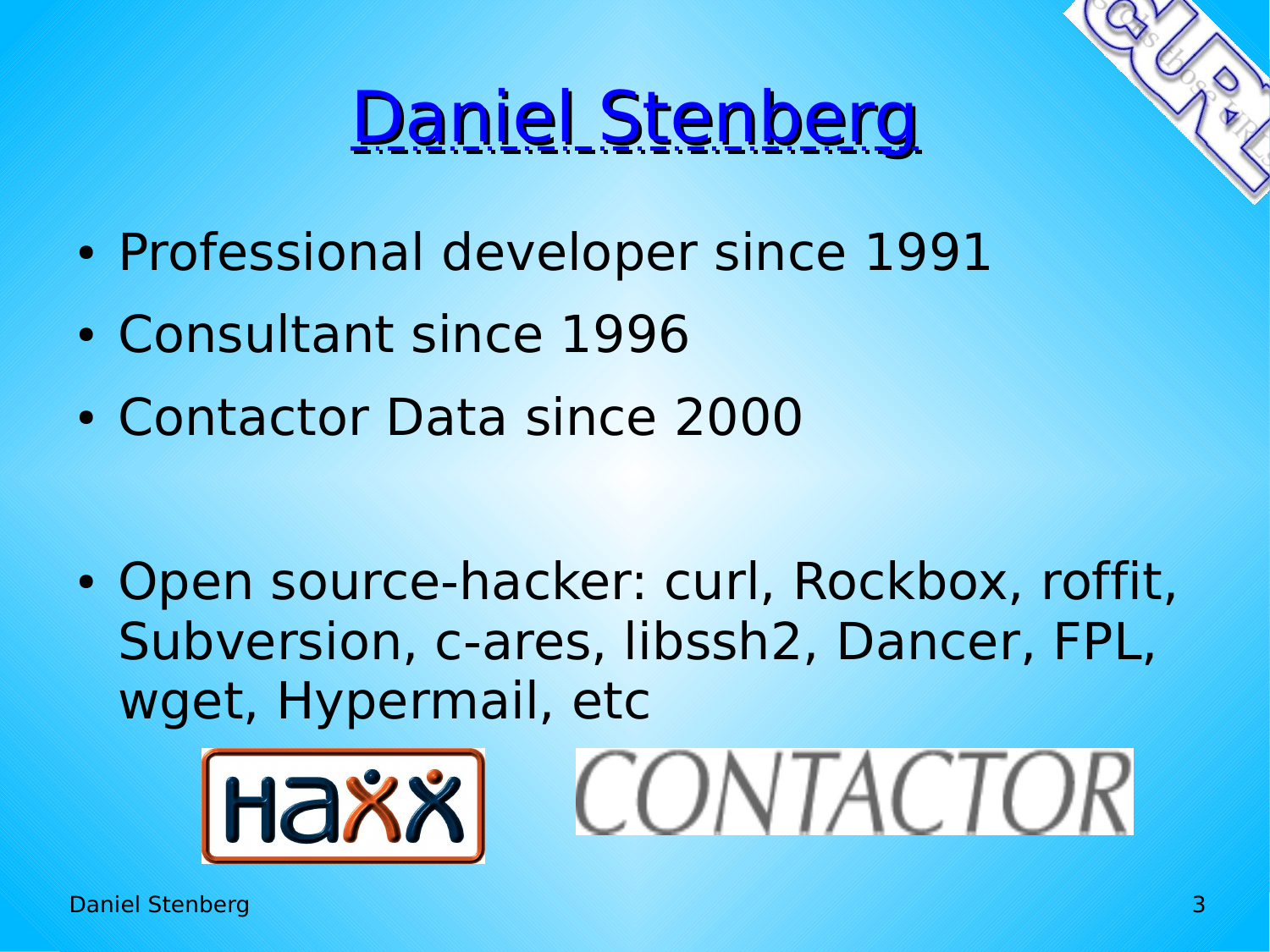# Daniel Stenberg

- Professional developer since 1991
- Consultant since 1996
- Contactor Data since 2000

- Open source-hacker: curl, Rockbox, roffit, Subversion, c-ares, libssh2, Dancer, FPL, wget, Hypermail, etc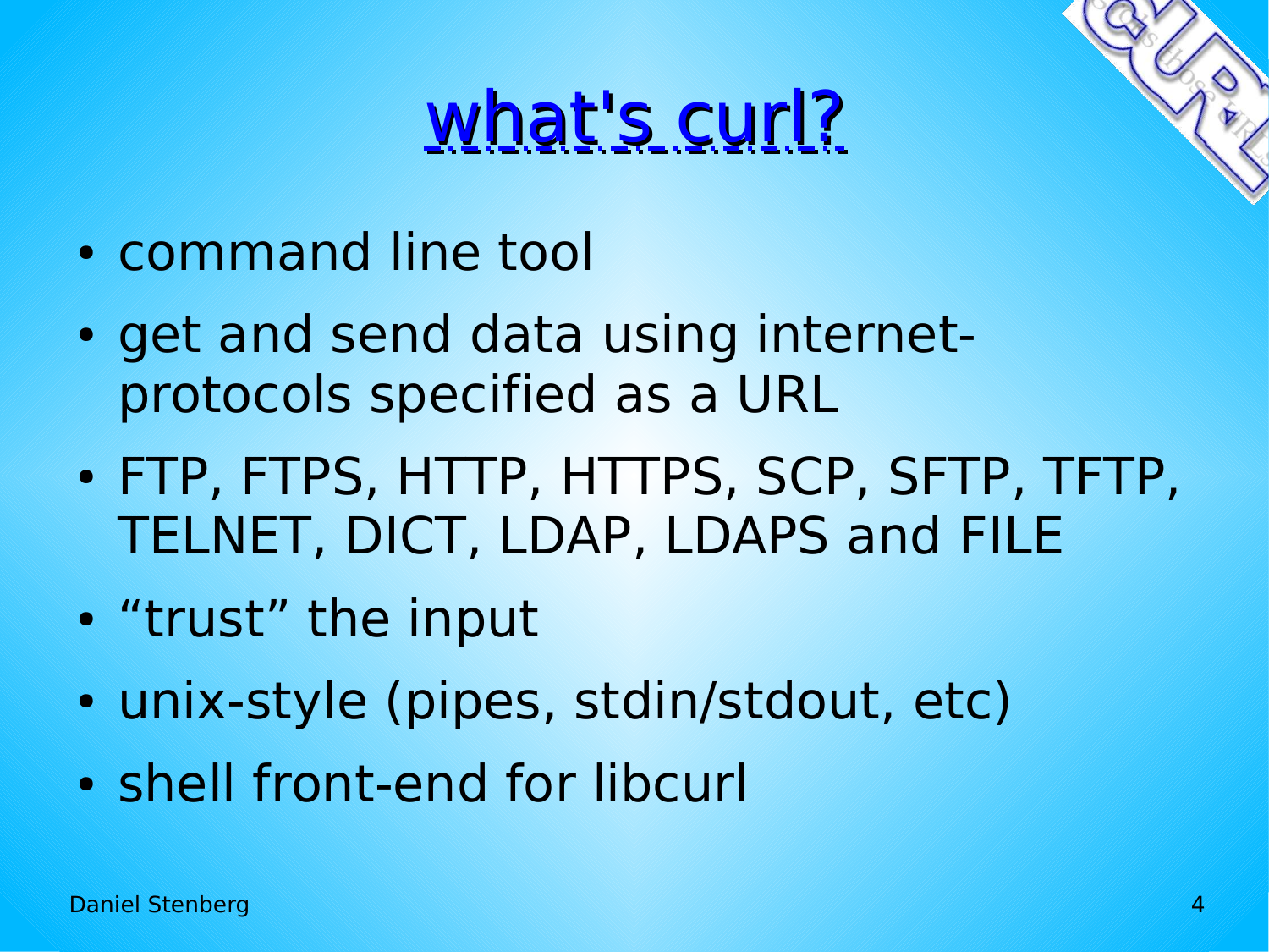# what's curl?

- command line tool
- get and send data using internet-protocols specified as a URL
- FTP, FTPS, HTTP, HTTPS, SCP, SFTP, TFTP, TELNET, DICT, LDAP, LDAPS and FILE
- “trust” the input
- unix-style (pipes, stdin/stdout, etc)
- shell front-end for libcurl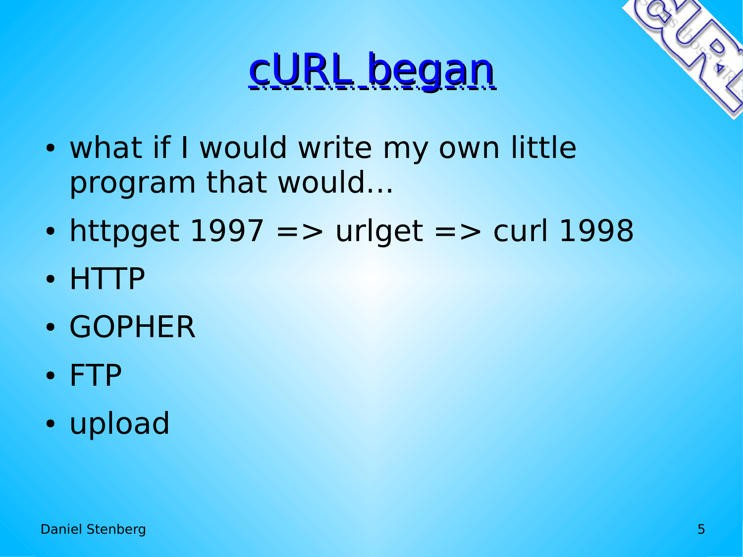# cURL began

- what if I would write my own little program that would...
- httpget 1997 => urlget => curl 1998
- HTTP
- GOPHER
- FTP
- upload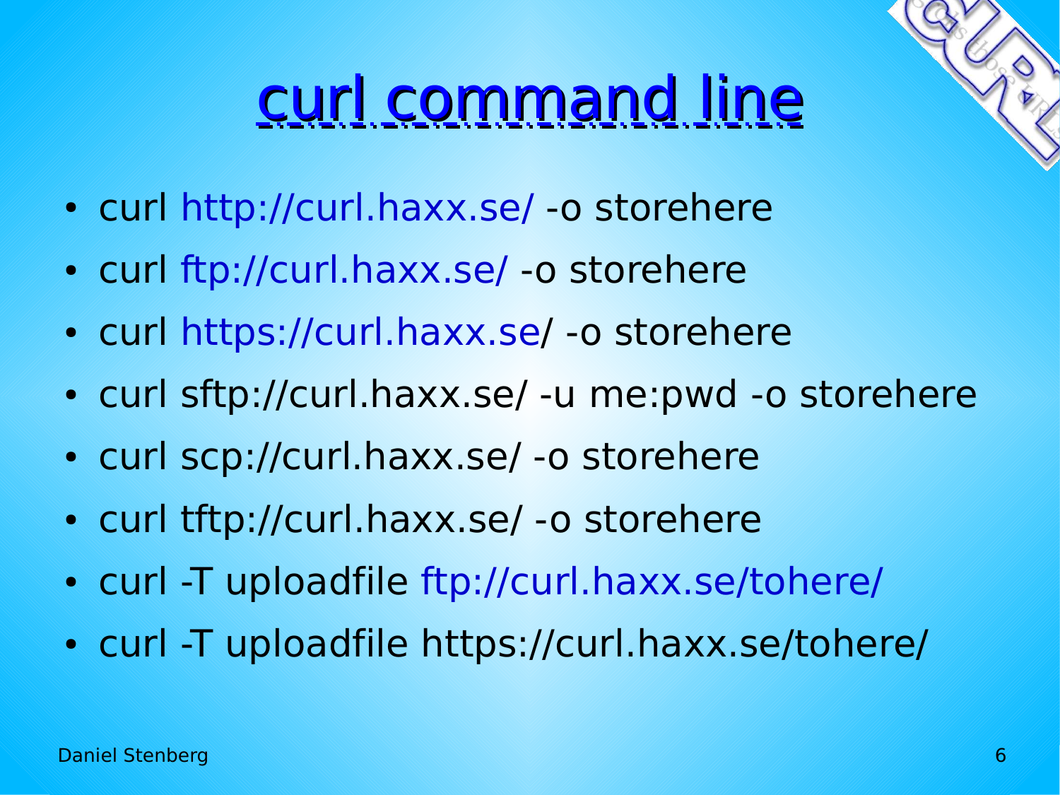# curl command line

- curl http://curl.haxx.se/ -o storehere
- curl ftp://curl.haxx.se/ -o storehere
- curl https://curl.haxx.se/ -o storehere
- curl sftp://curl.haxx.se/ -u me:pwd -o storehere
- curl scp://curl.haxx.se/ -o storehere
- curl tftp://curl.haxx.se/ -o storehere
- curl -T uploadfile ftp://curl.haxx.se/tohere/
- curl -T uploadfile https://curl.haxx.se/tohere/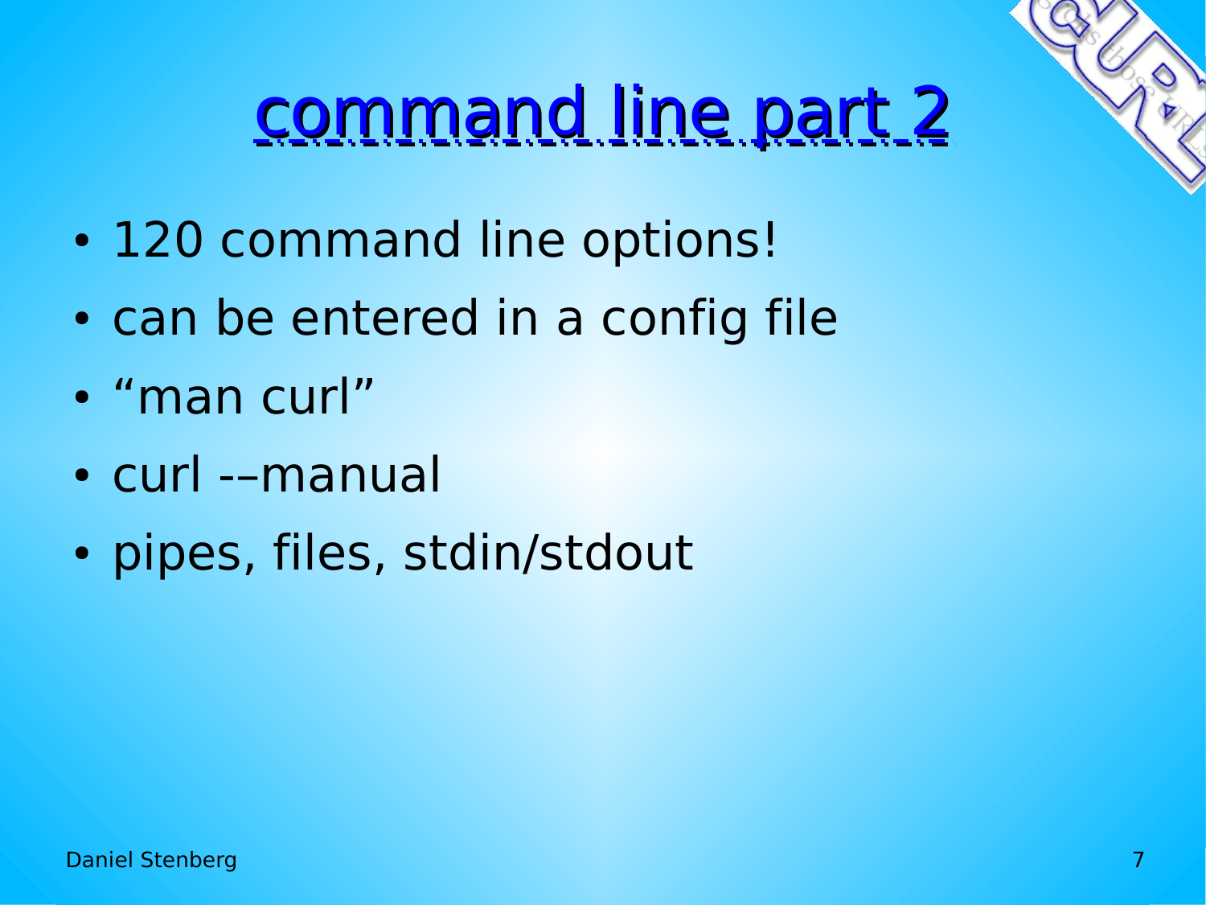# command line part 2

- 120 command line options!
- can be entered in a config file
- “man curl”
- curl -–manual
- pipes, files, stdin/stdout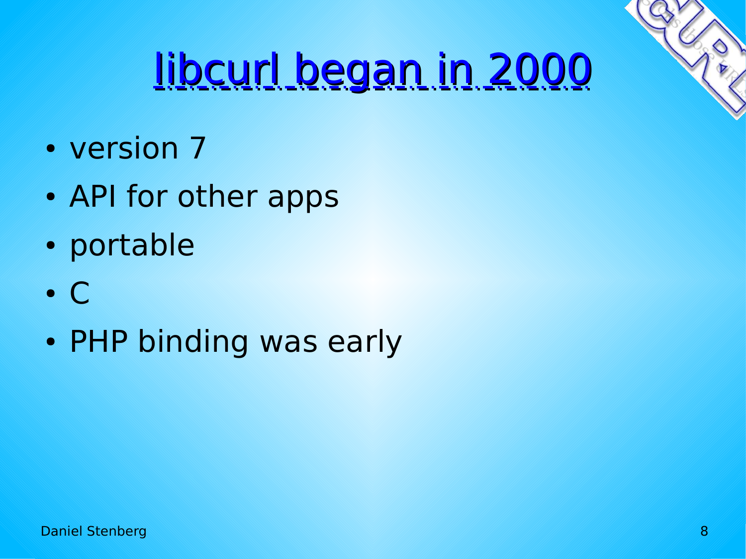# libcurl began in 2000

- version 7
- API for other apps
- portable
- C
- PHP binding was early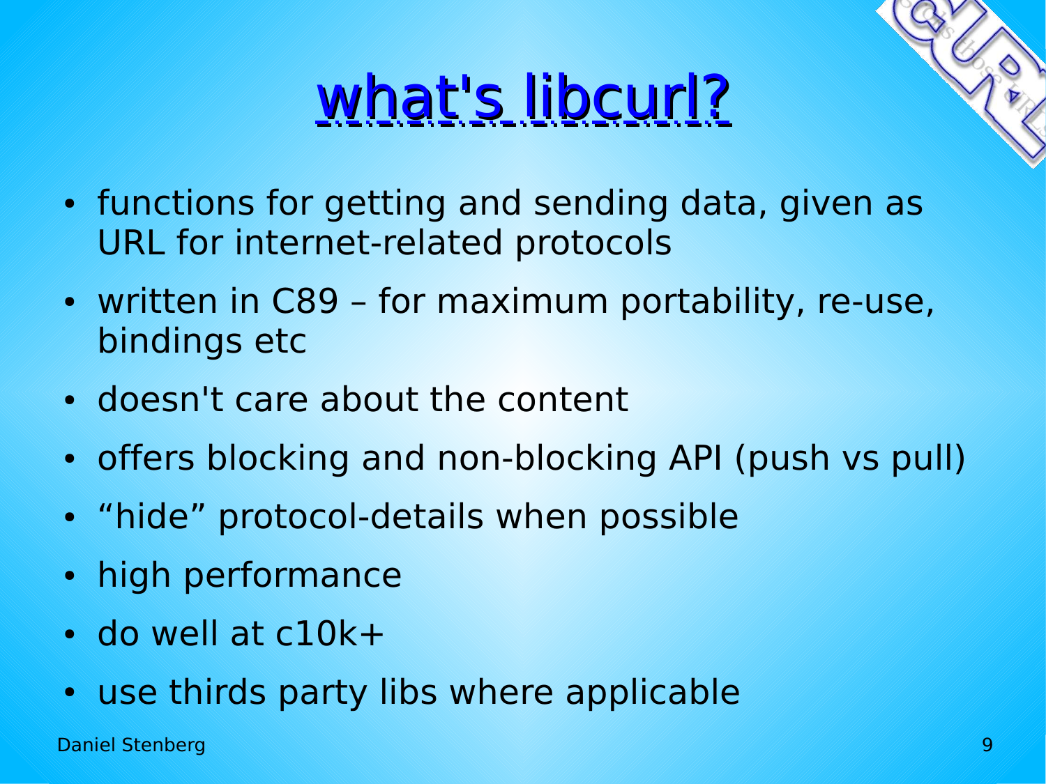# what's libcurl?

- functions for getting and sending data, given as URL for internet-related protocols
- written in C89 – for maximum portability, re-use, bindings etc
- doesn't care about the content
- offers blocking and non-blocking API (push vs pull)
- “hide” protocol-details when possible
- high performance
- do well at c10k+
- use thirds party libs where applicable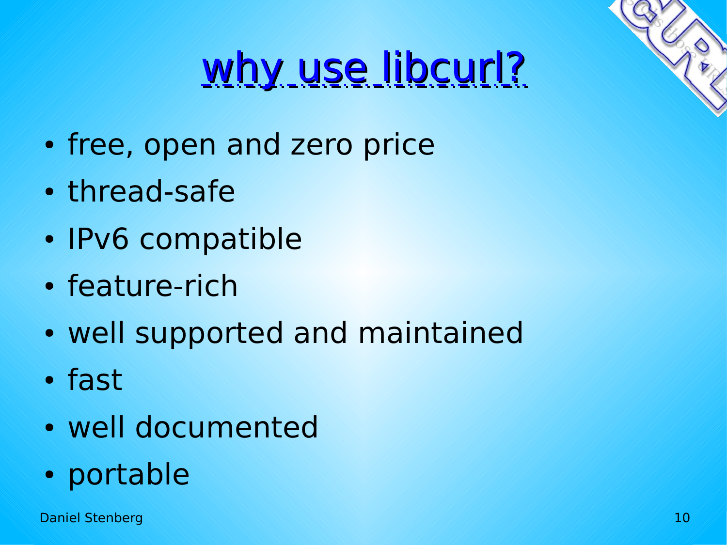# why use libcurl?

- free, open and zero price
- thread-safe
- IPv6 compatible
- feature-rich
- well supported and maintained
- fast
- well documented
- portable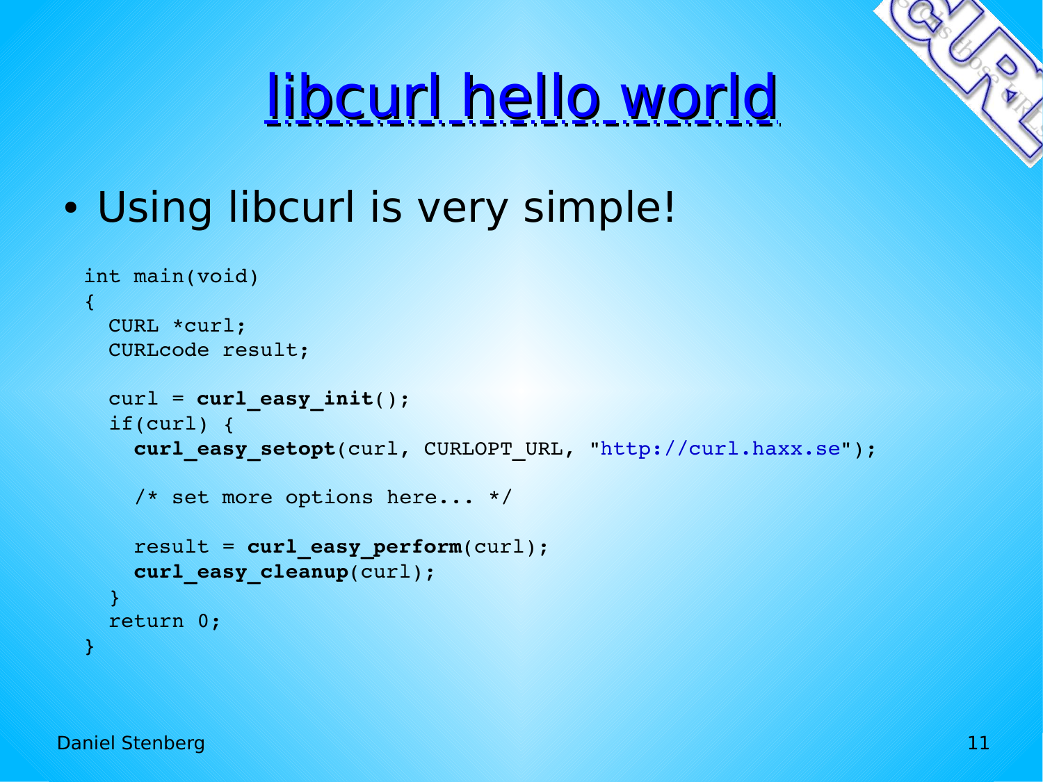# libcurl hello world

- Using libcurl is very simple!

```
int main(void)
{
  CURL *curl;
  CURLcode result;

  curl = curl_easy_init();
  if(curl) {
    curl_easy_setopt(curl, CURLOPT_URL, "http://curl.haxx.se");

    /* set more options here... */

    result = curl_easy_perform(curl);
    curl_easy_cleanup(curl);
  }
  return 0;
}
```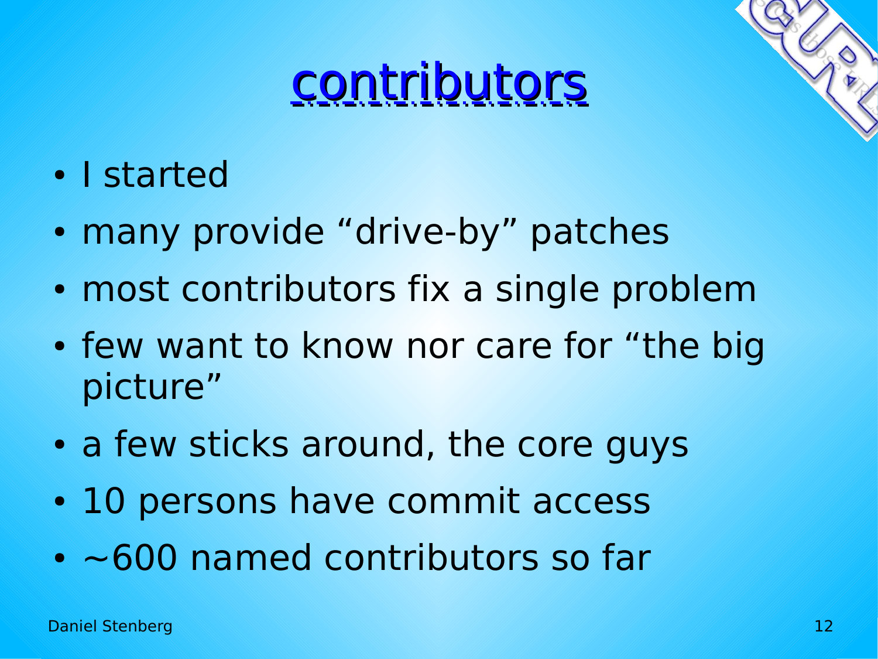# contributors

- I started
- many provide “drive-by” patches
- most contributors fix a single problem
- few want to know nor care for “the big picture”
- a few sticks around, the core guys
- 10 persons have commit access
- ~600 named contributors so far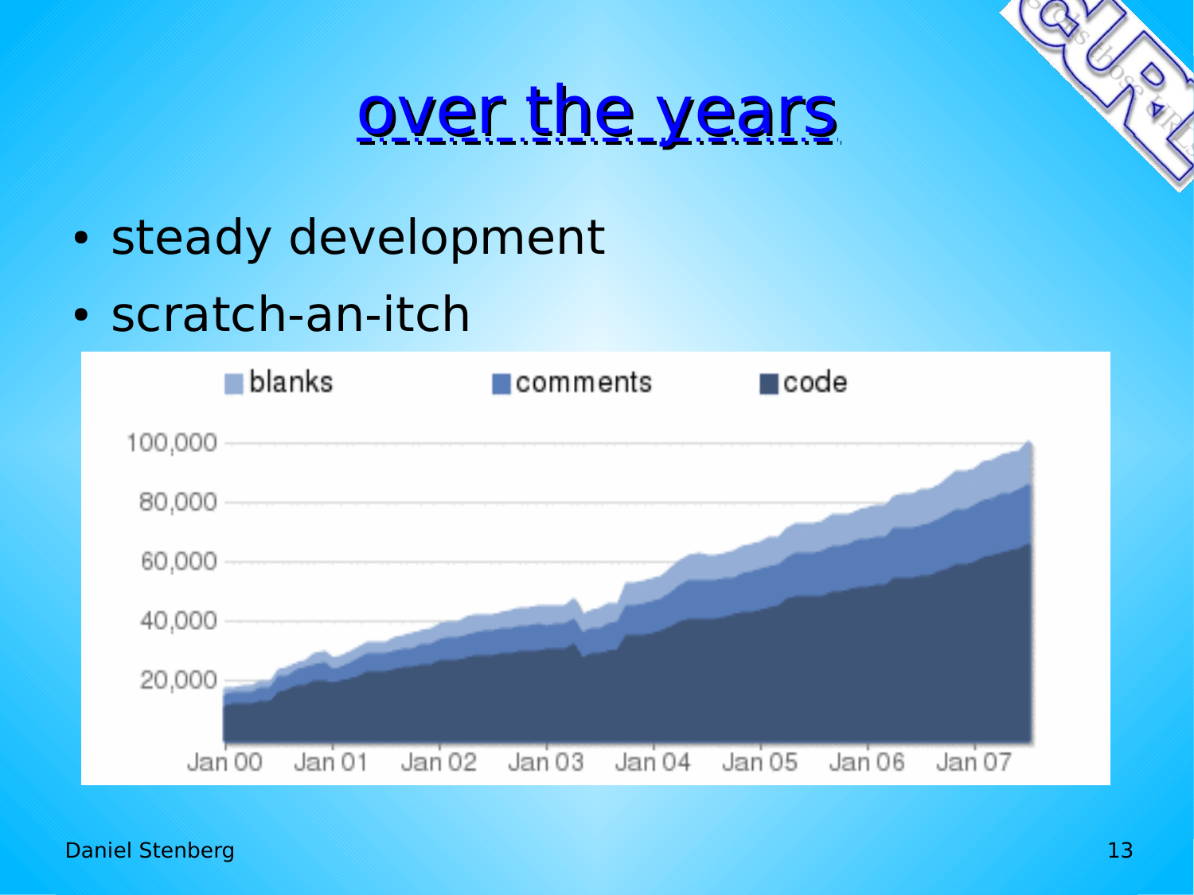# over the years

- steady development
- scratch-an-itch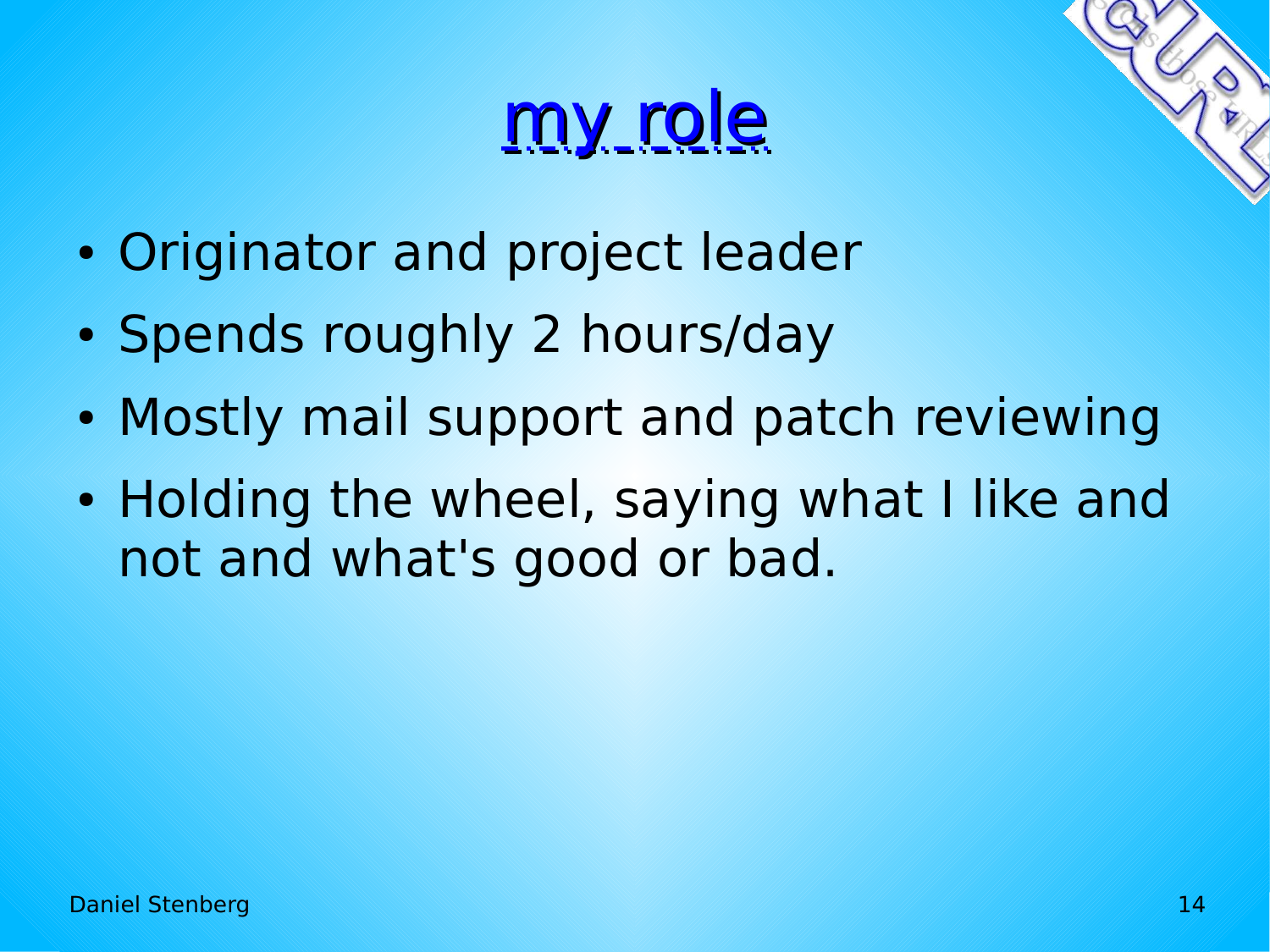# my_role

- Originator and project leader
- Spends roughly 2 hours/day
- Mostly mail support and patch reviewing
- Holding the wheel, saying what I like and not and what's good or bad.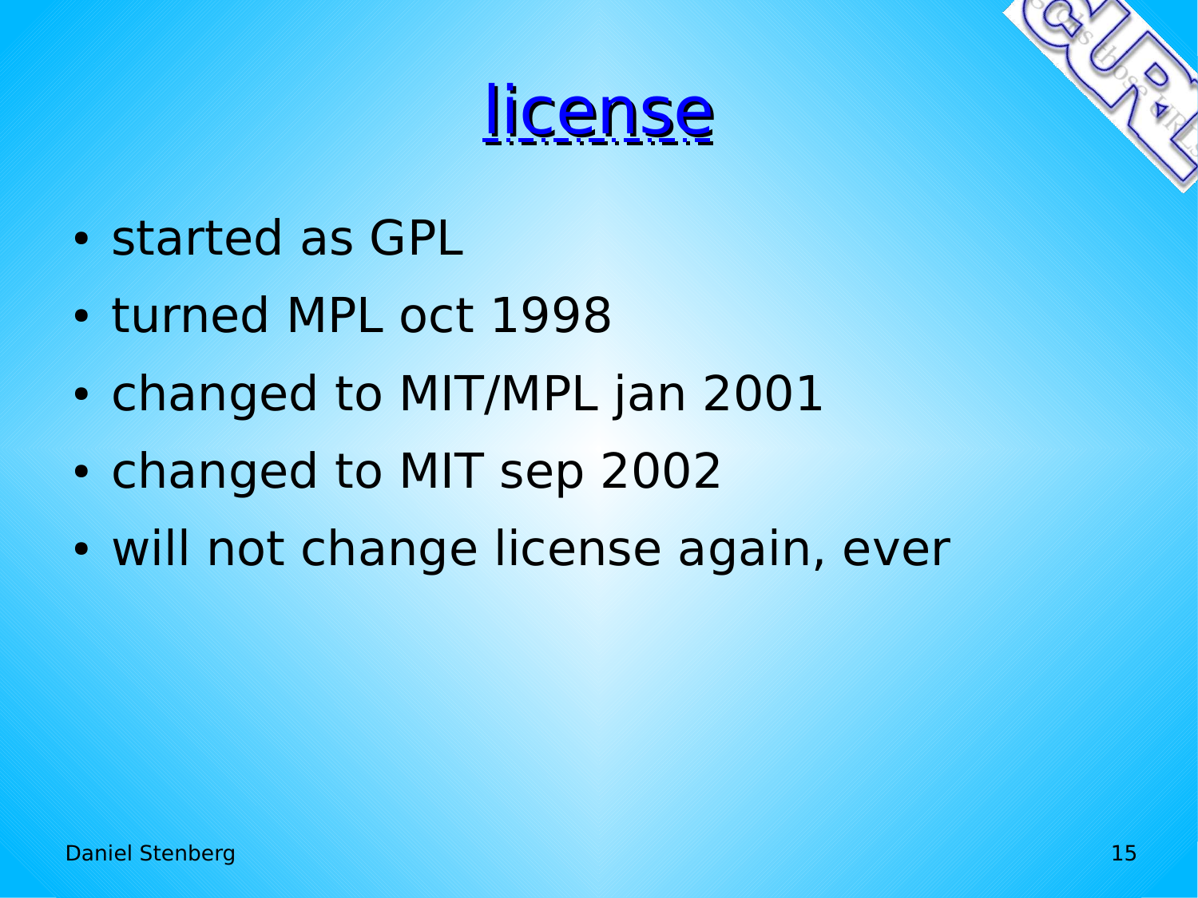# license

- started as GPL
- turned MPL oct 1998
- changed to MIT/MPL jan 2001
- changed to MIT sep 2002
- will not change license again, ever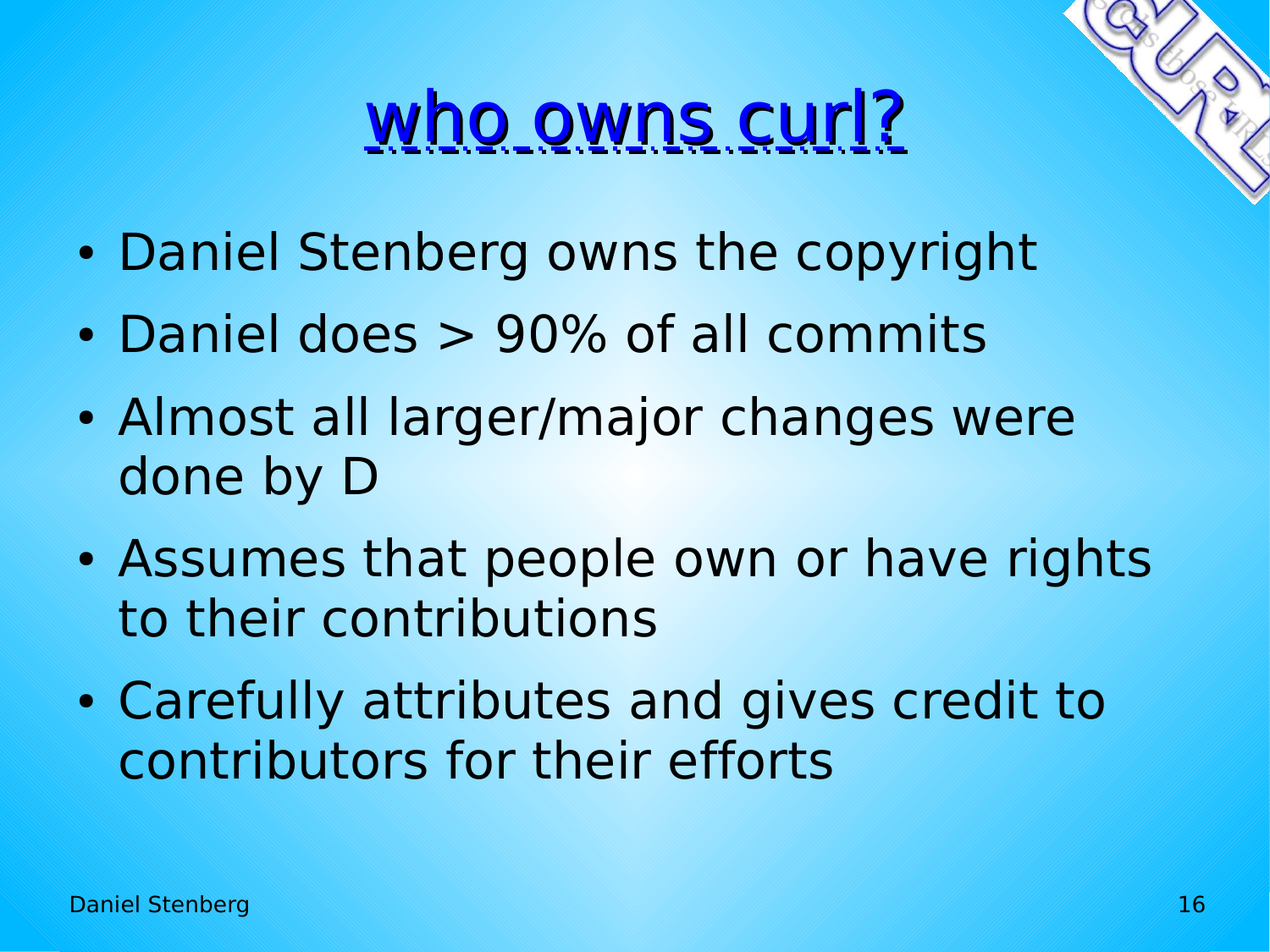# who owns curl?

- Daniel Stenberg owns the copyright
- Daniel does > 90% of all commits
- Almost all larger/major changes were done by D
- Assumes that people own or have rights to their contributions
- Carefully attributes and gives credit to contributors for their efforts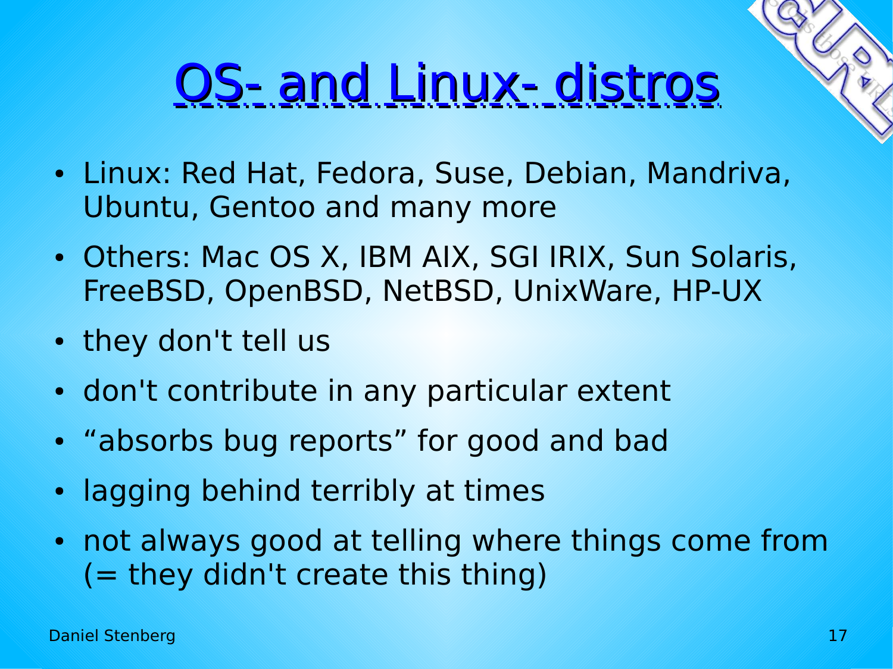# OS- and Linux- distros

- Linux: Red Hat, Fedora, Suse, Debian, Mandriva, Ubuntu, Gentoo and many more
- Others: Mac OS X, IBM AIX, SGI IRIX, Sun Solaris, FreeBSD, OpenBSD, NetBSD, UnixWare, HP-UX
- they don't tell us
- don't contribute in any particular extent
- “absorbs bug reports” for good and bad
- lagging behind terribly at times
- not always good at telling where things come from (= they didn't create this thing)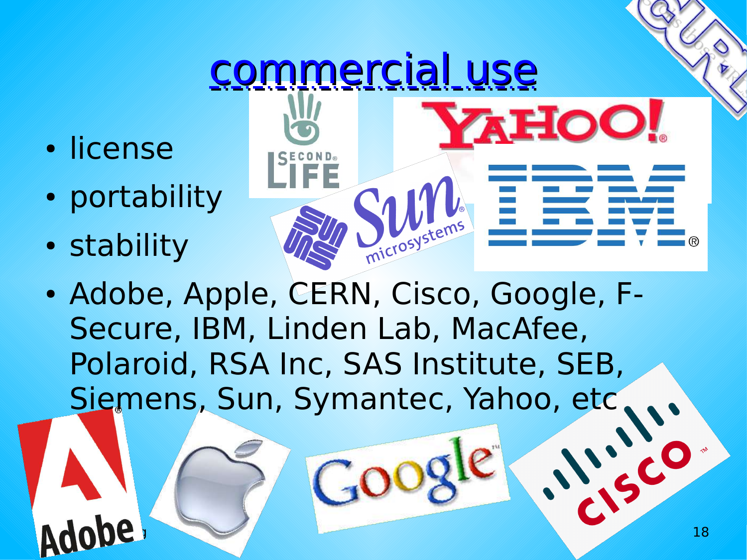# commercial use

- license
- portability
- stability
- Adobe, Apple, CERN, Cisco, Google, F-Secure, IBM, Linden Lab, MacAfee, Polaroid, RSA Inc, SAS Institute, SEB, Siemens, Sun, Symantec, Yahoo, etc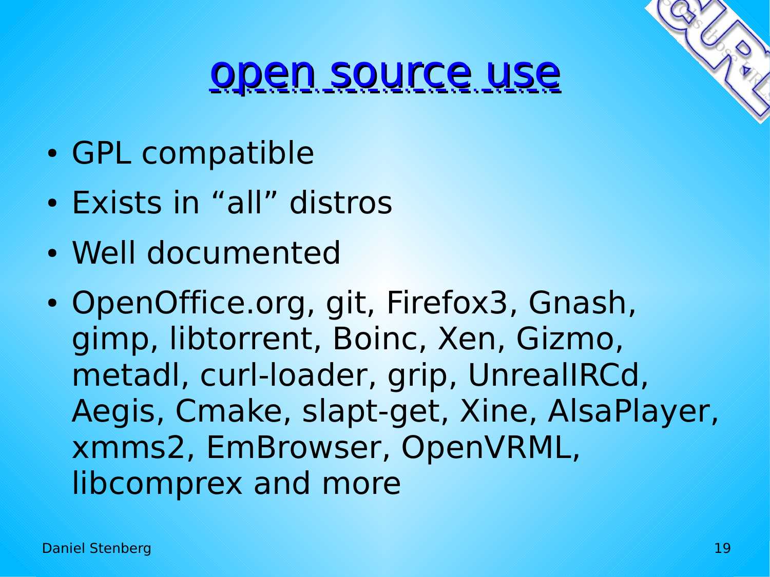# open source use

- GPL compatible
- Exists in “all” distros
- Well documented
- OpenOffice.org, git, Firefox3, Gnash, gimp, libtorrent, Boinc, Xen, Gizmo, metadl, curl-loader, grip, UnrealIRCd, Aegis, Cmake, slapt-get, Xine, AlsaPlayer, xmms2, EmBrowser, OpenVRML, libcomprex and more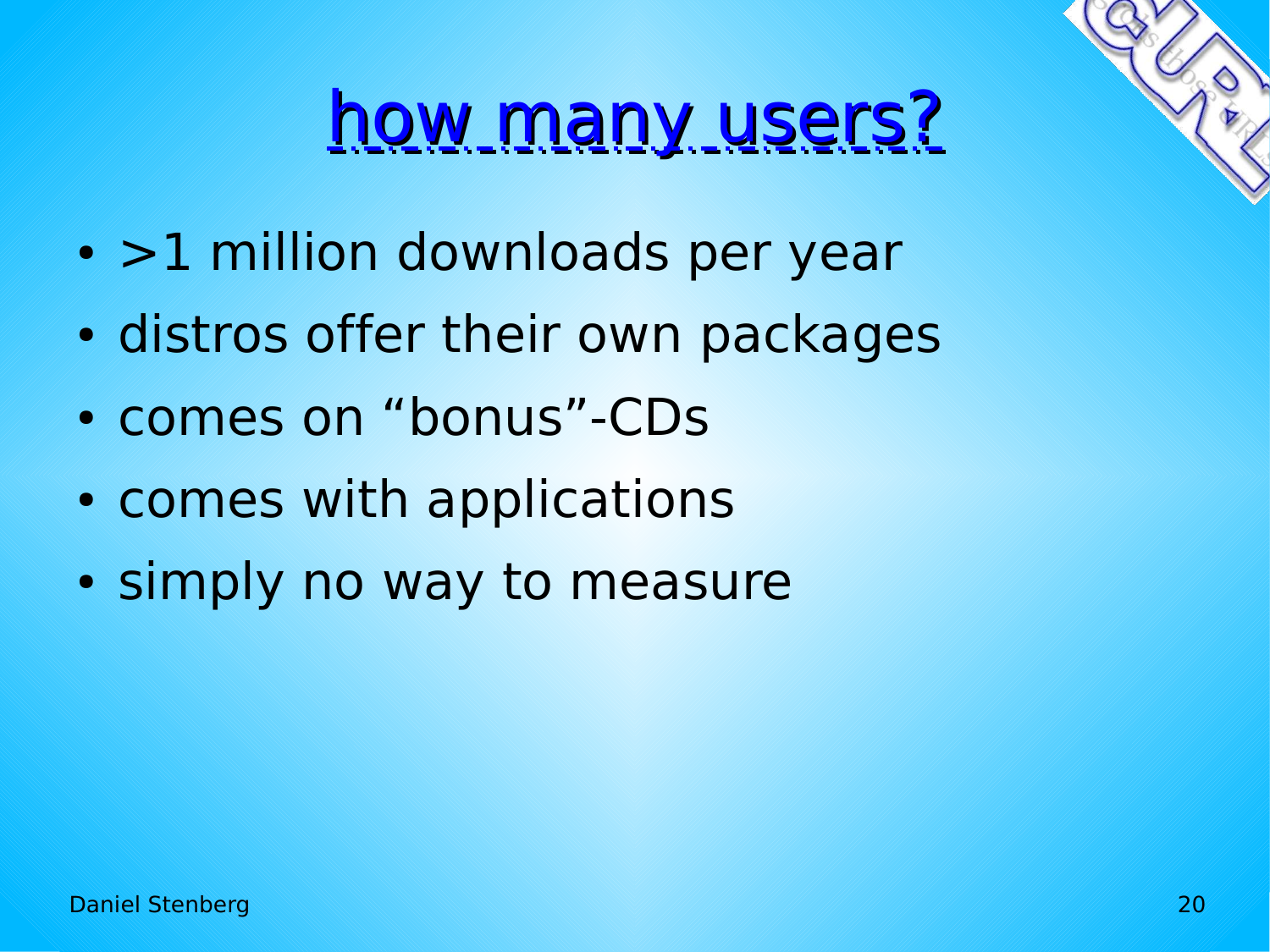# how many users?

- >1 million downloads per year
- distros offer their own packages
- comes on “bonus”-CDs
- comes with applications
- simply no way to measure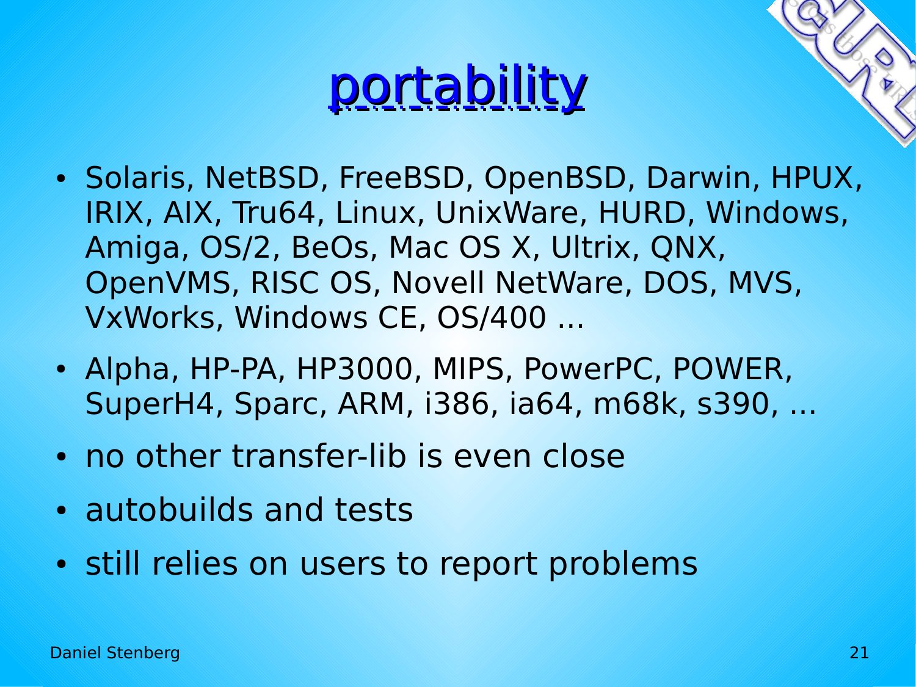# portability

- Solaris, NetBSD, FreeBSD, OpenBSD, Darwin, HPUX, IRIX, AIX, Tru64, Linux, UnixWare, HURD, Windows, Amiga, OS/2, BeOs, Mac OS X, Ultrix, QNX, OpenVMS, RISC OS, Novell NetWare, DOS, MVS, VxWorks, Windows CE, OS/400 ...
- Alpha, HP-PA, HP3000, MIPS, PowerPC, POWER, SuperH4, Sparc, ARM, i386, ia64, m68k, s390, ...
- no other transfer-lib is even close
- autobuilds and tests
- still relies on users to report problems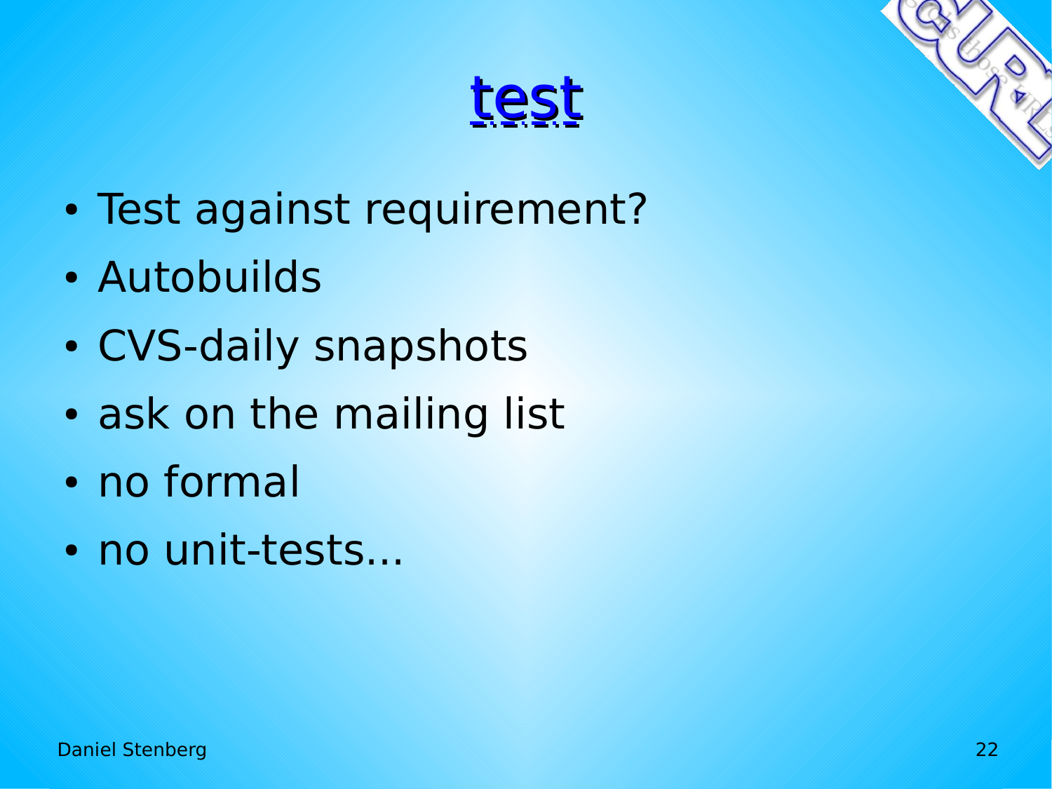# test

- Test against requirement?
- Autobuilds
- CVS-daily snapshots
- ask on the mailing list
- no formal
- no unit-tests...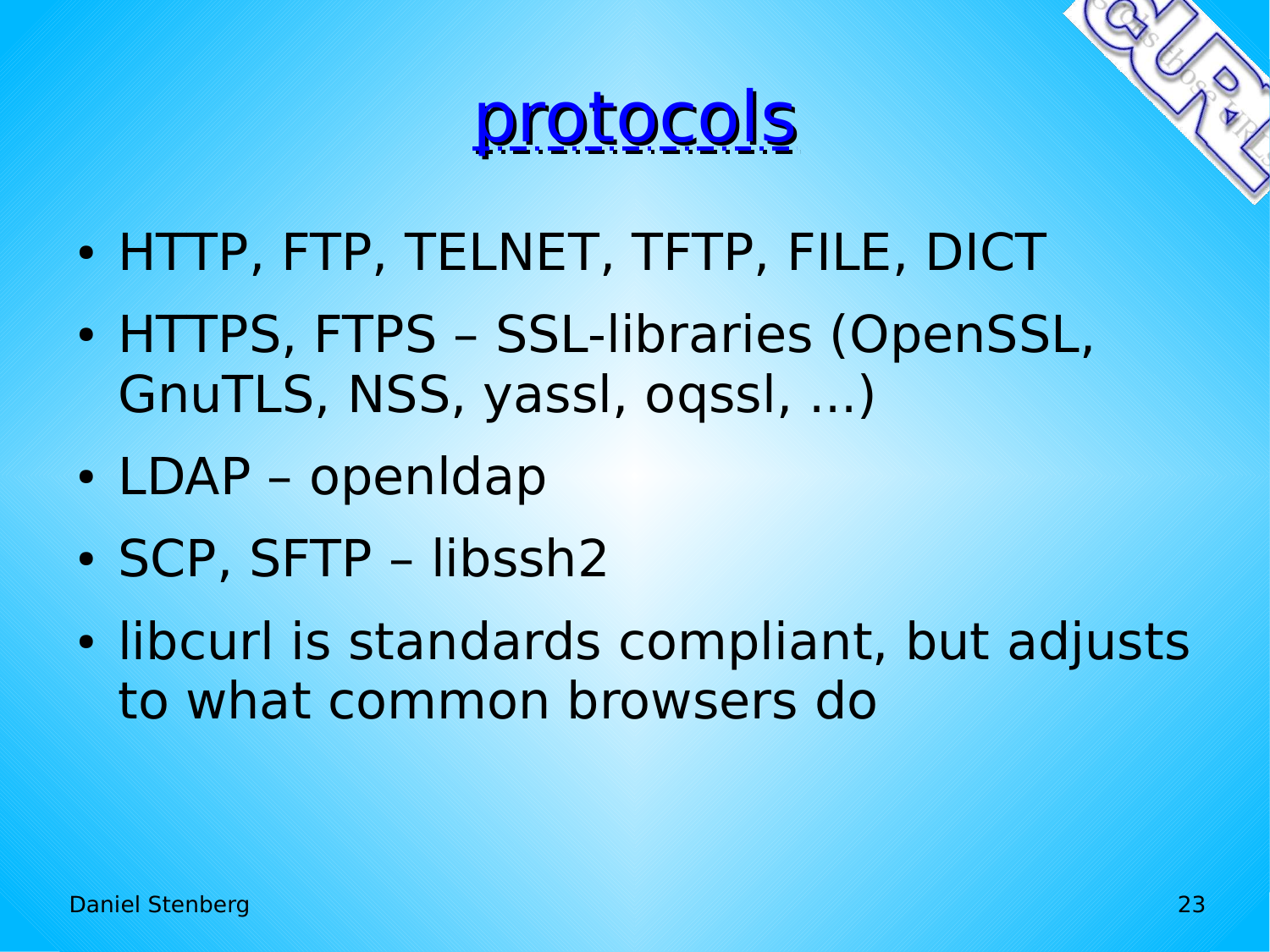# protocols

- HTTP, FTP, TELNET, TFTP, FILE, DICT
- HTTPS, FTPS – SSL-libraries (OpenSSL, GnuTLS, NSS, yassl, oqssl, ...)
- LDAP – openldap
- SCP, SFTP – libssh2
- libcurl is standards compliant, but adjusts to what common browsers do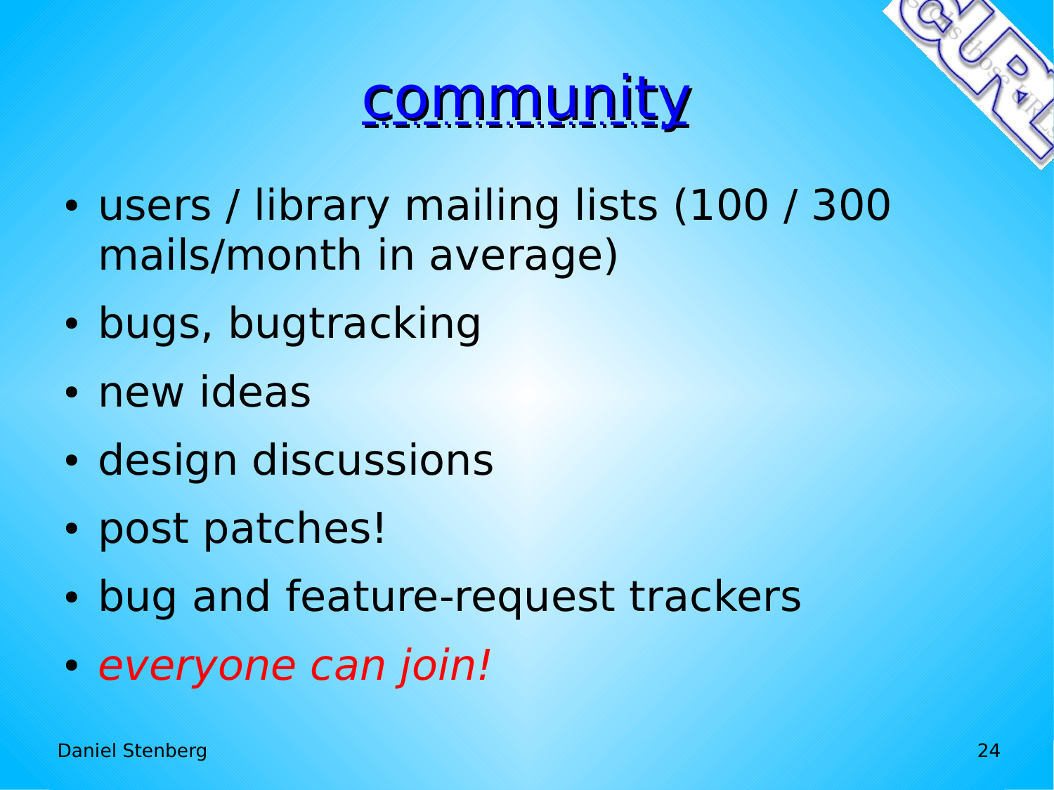# community

- users / library mailing lists (100 / 300 mails/month in average)
- bugs, bugtracking
- new ideas
- design discussions
- post patches!
- bug and feature-request trackers
- *everyone can join!*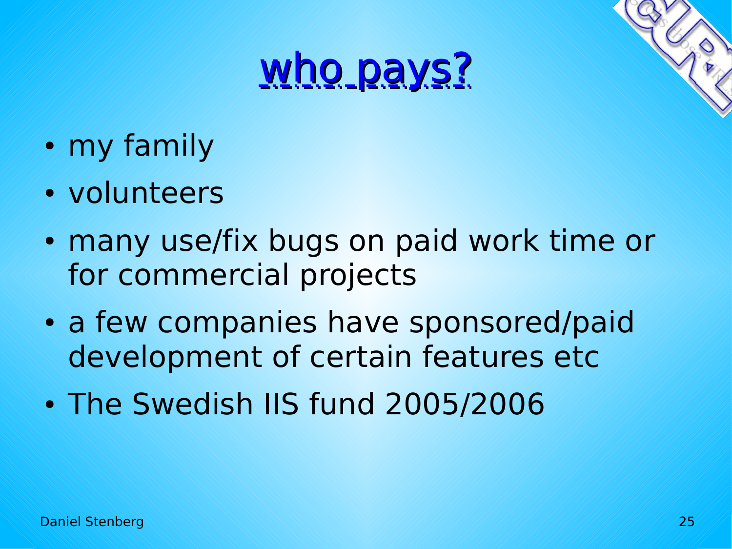# who pays?

- my family
- volunteers
- many use/fix bugs on paid work time or for commercial projects
- a few companies have sponsored/paid development of certain features etc
- The Swedish IIS fund 2005/2006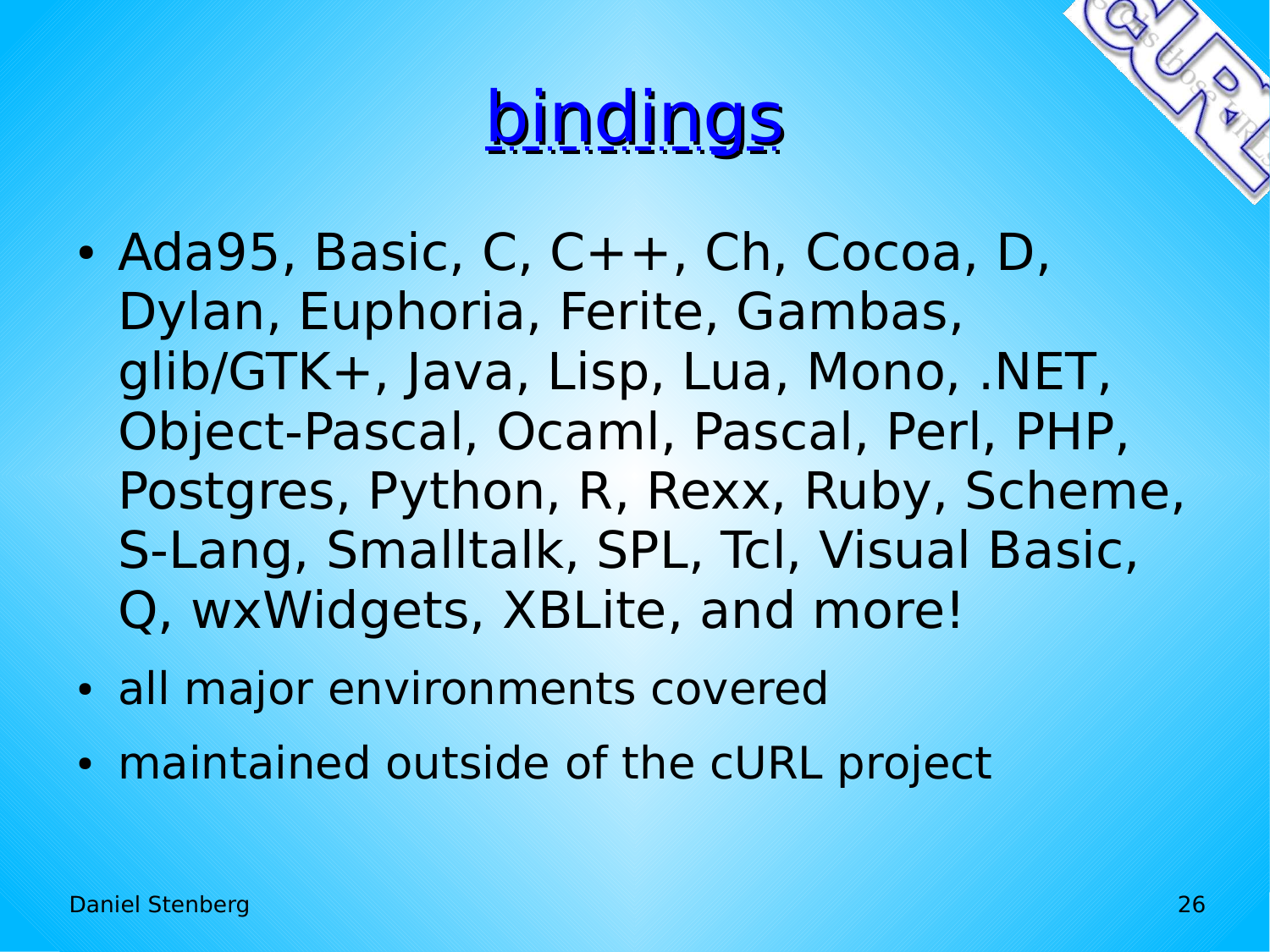# bindings

- Ada95, Basic, C, C++, Ch, Cocoa, D, Dylan, Euphoria, Ferite, Gambas, glib/GTK+, Java, Lisp, Lua, Mono, .NET, Object-Pascal, Ocaml, Pascal, Perl, PHP, Postgres, Python, R, Rexx, Ruby, Scheme, S-Lang, Smalltalk, SPL, Tcl, Visual Basic, Q, wxWidgets, XBLite, and more!
- all major environments covered
- maintained outside of the cURL project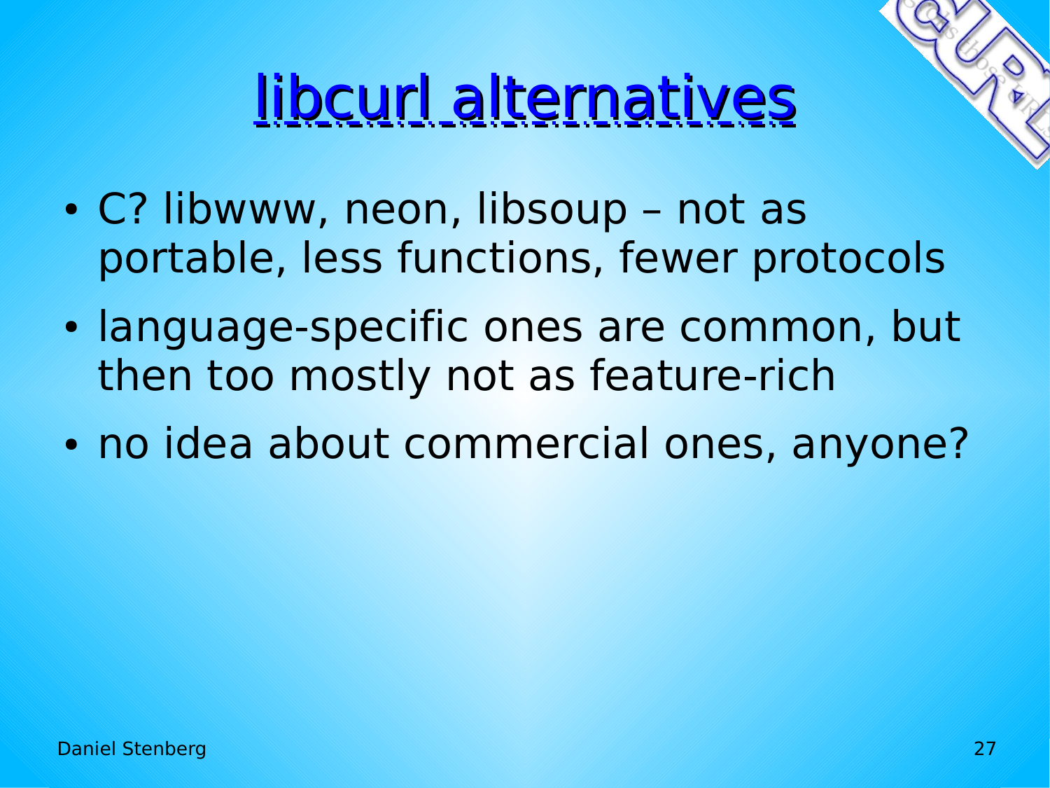# libcurl alternatives

- C? libwww, neon, libsoup – not as portable, less functions, fewer protocols
- language-specific ones are common, but then too mostly not as feature-rich
- no idea about commercial ones, anyone?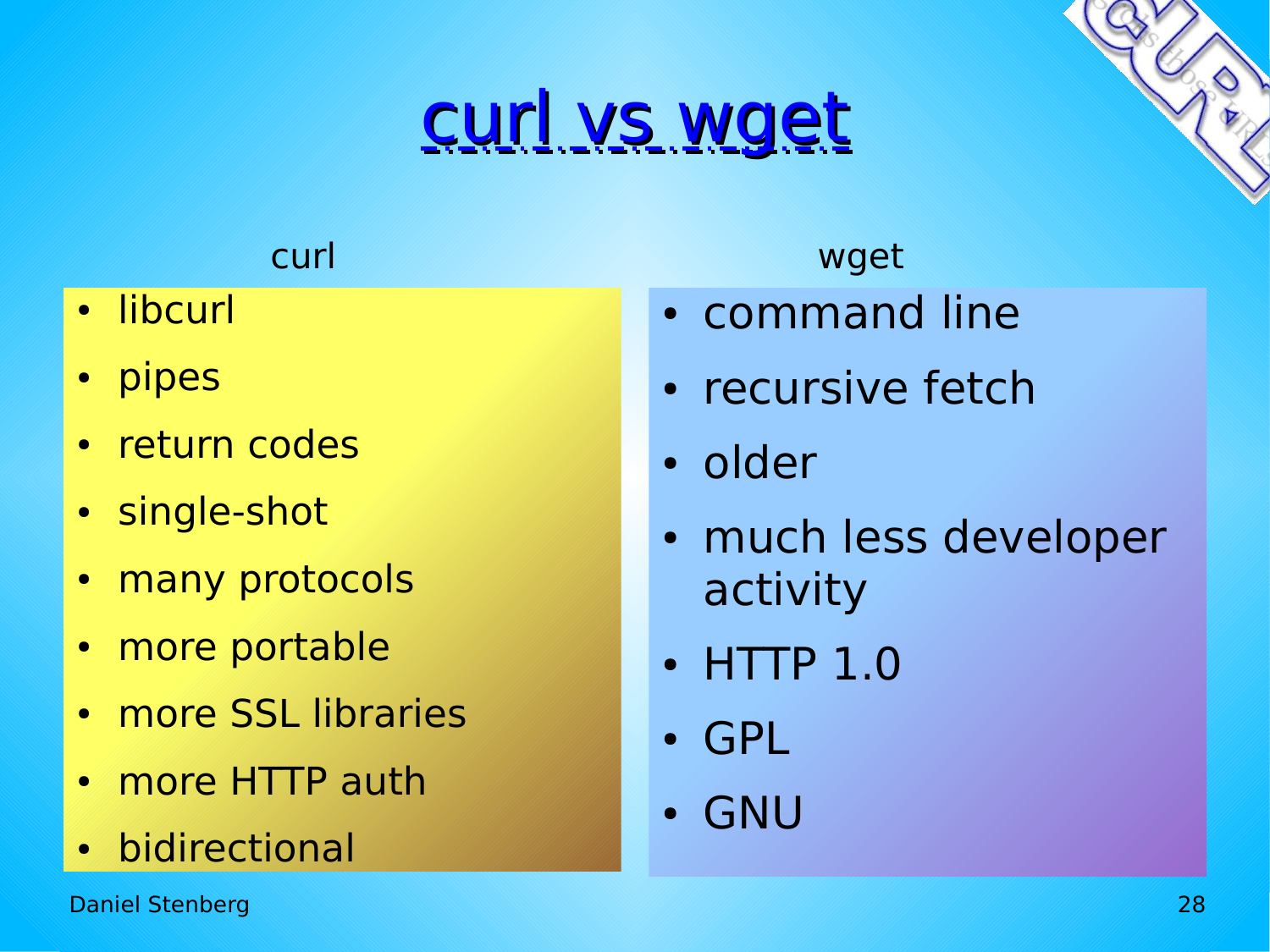# curl vs wget

curl

- libcurl
- pipes
- return codes
- single-shot
- many protocols
- more portable
- more SSL libraries
- more HTTP auth
- bidirectional

wget

- command line
- recursive fetch
- older
- much less developer activity
- HTTP 1.0
- GPL
- GNU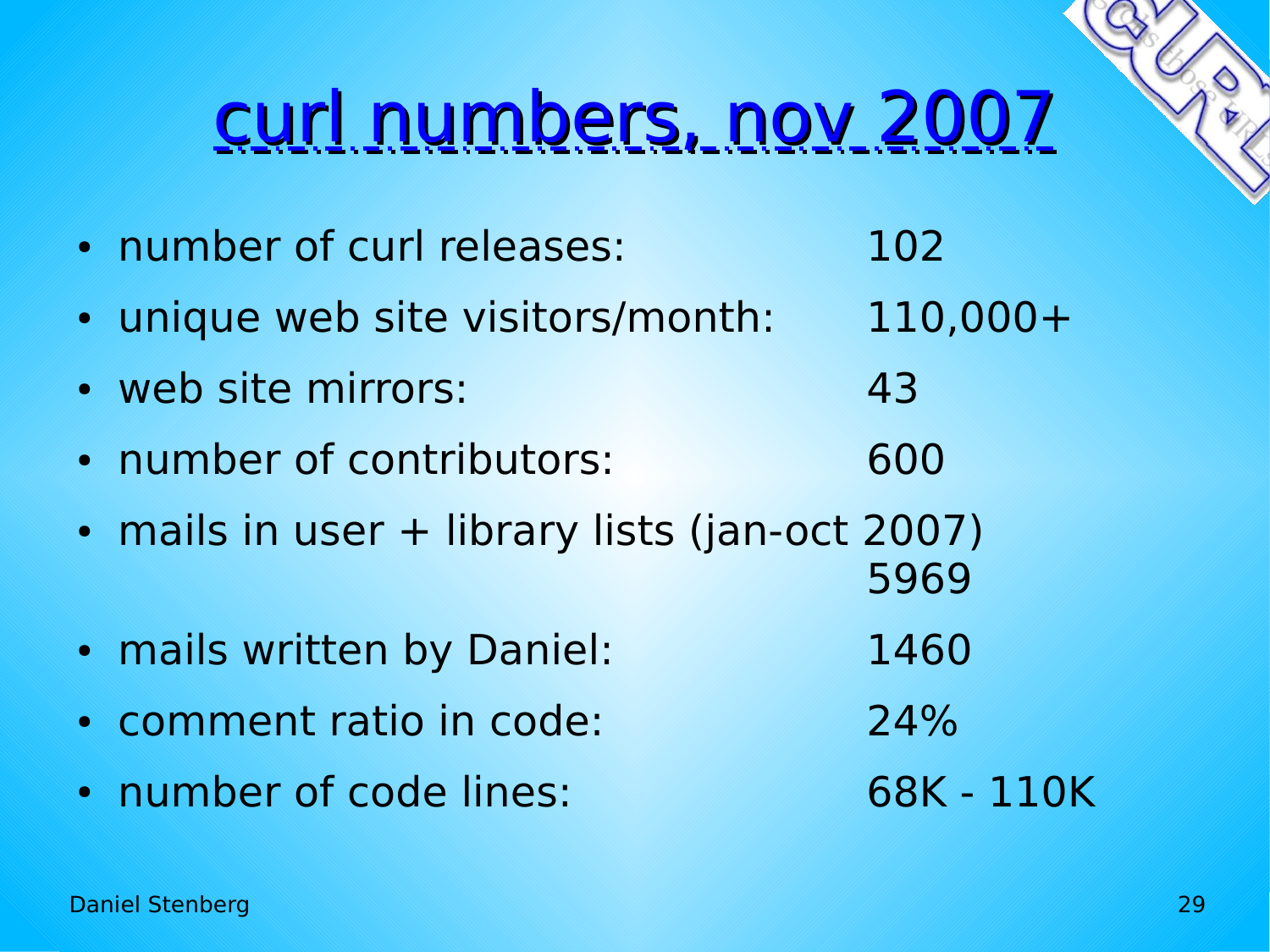# curl numbers, nov 2007

- number of curl releases: 102
- unique web site visitors/month: 110,000+
- web site mirrors: 43
- number of contributors: 600
- mails in user + library lists (jan-oct 2007) 5969
- mails written by Daniel: 1460
- comment ratio in code: 24%
- number of code lines: 68K - 110K

Daniel Stenberg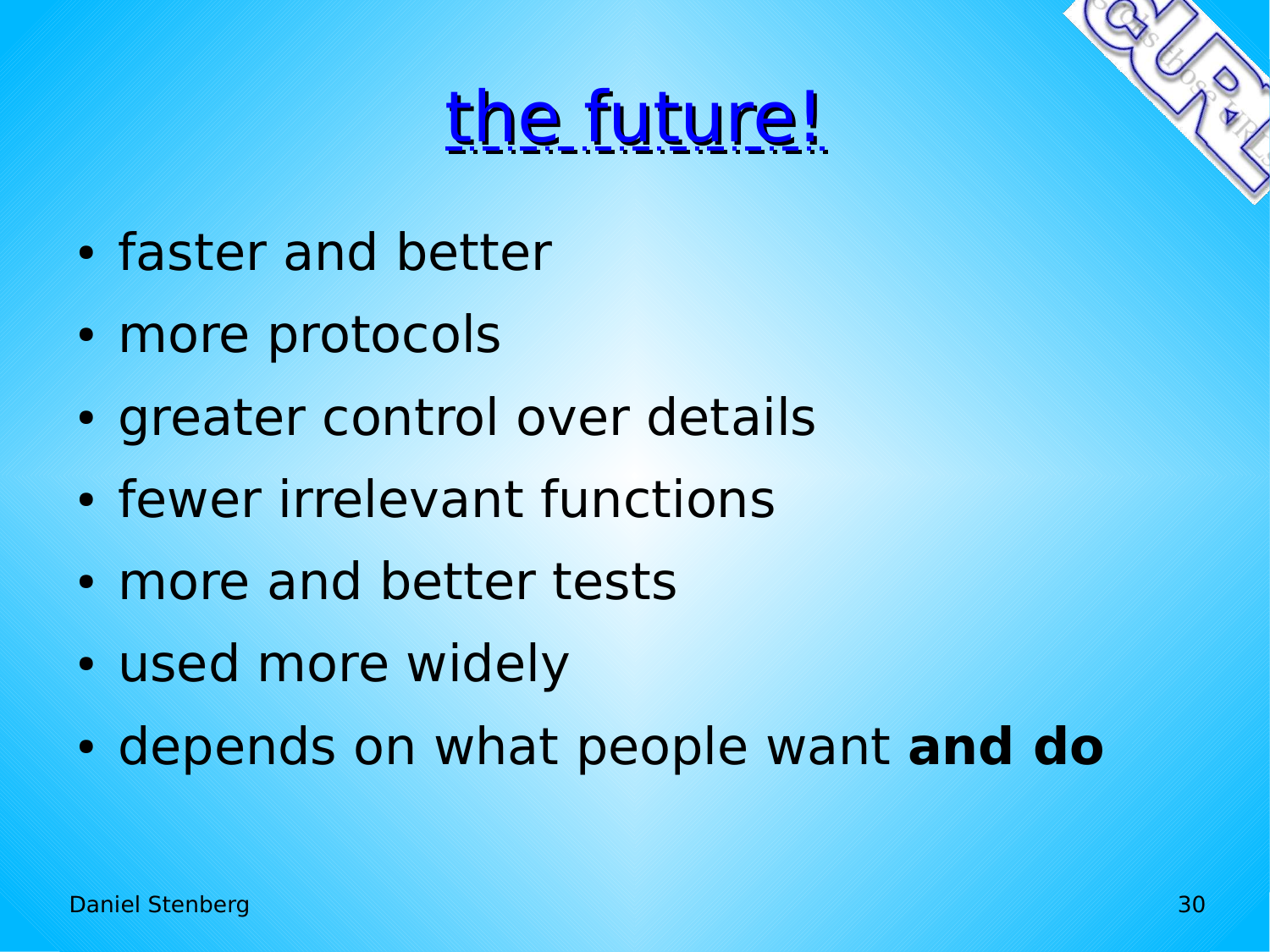# the future!

- faster and better
- more protocols
- greater control over details
- fewer irrelevant functions
- more and better tests
- used more widely
- depends on what people want **and do**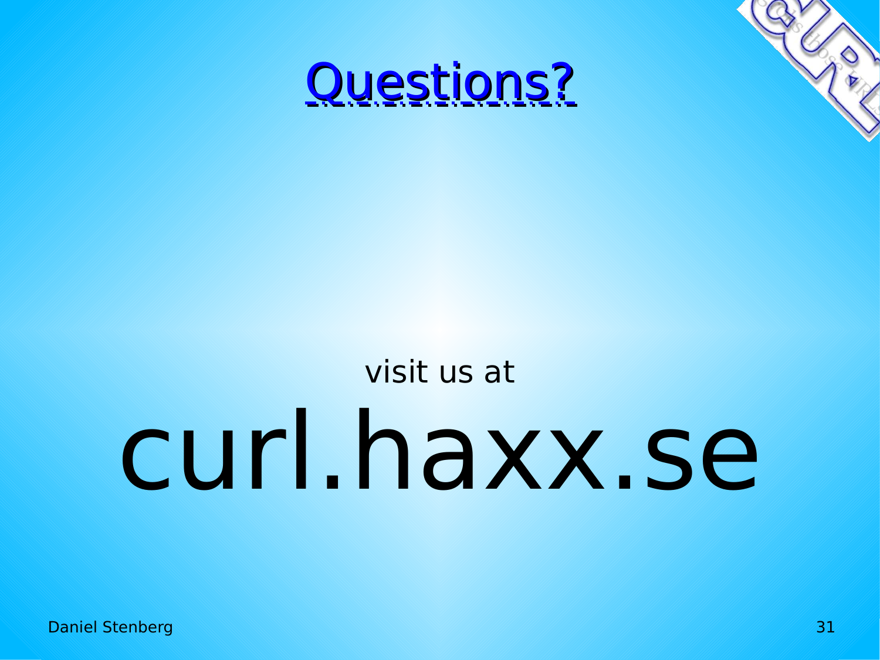# Questions?

visit us at

curl.haxx.se

Daniel Stenberg